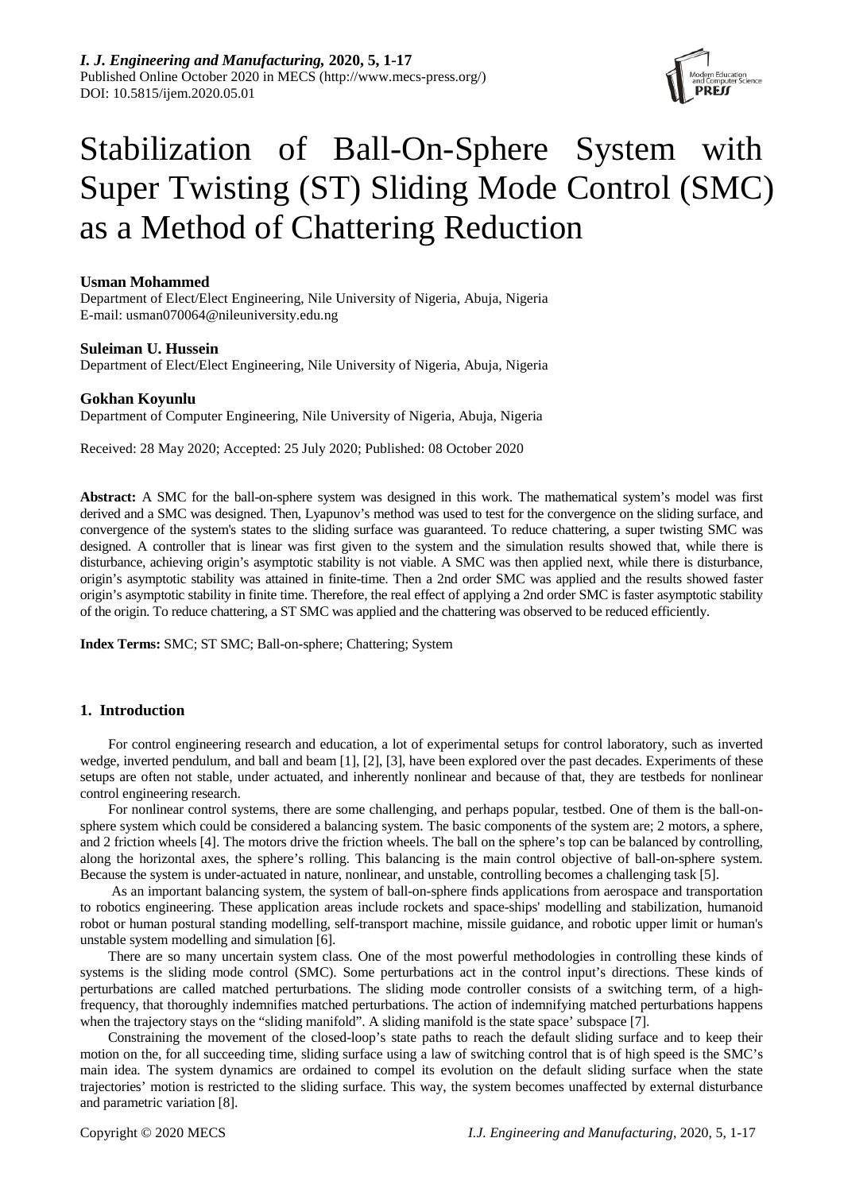# Stabilization of Ball-On-Sphere System with Super Twisting (ST) Sliding Mode Control (SMC) as a Method of Chattering Reduction

**Usman Mohammed**

Department of Elect/Elect Engineering, Nile University of Nigeria, Abuja, Nigeria
E-mail: usman070064@nileuniversity.edu.ng

**Suleiman U. Hussein**

Department of Elect/Elect Engineering, Nile University of Nigeria, Abuja, Nigeria

**Gokhan Koyunlu**

Department of Computer Engineering, Nile University of Nigeria, Abuja, Nigeria

Received: 28 May 2020; Accepted: 25 July 2020; Published: 08 October 2020

**Abstract:** A SMC for the ball-on-sphere system was designed in this work. The mathematical system's model was first derived and a SMC was designed. Then, Lyapunov's method was used to test for the convergence on the sliding surface, and convergence of the system's states to the sliding surface was guaranteed. To reduce chattering, a super twisting SMC was designed. A controller that is linear was first given to the system and the simulation results showed that, while there is disturbance, achieving origin's asymptotic stability is not viable. A SMC was then applied next, while there is disturbance, origin's asymptotic stability was attained in finite-time. Then a 2nd order SMC was applied and the results showed faster origin's asymptotic stability in finite time. Therefore, the real effect of applying a 2nd order SMC is faster asymptotic stability of the origin. To reduce chattering, a ST SMC was applied and the chattering was observed to be reduced efficiently.

**Index Terms:** SMC; ST SMC; Ball-on-sphere; Chattering; System

## 1. Introduction

For control engineering research and education, a lot of experimental setups for control laboratory, such as inverted wedge, inverted pendulum, and ball and beam [1], [2], [3], have been explored over the past decades. Experiments of these setups are often not stable, under actuated, and inherently nonlinear and because of that, they are testbeds for nonlinear control engineering research.

For nonlinear control systems, there are some challenging, and perhaps popular, testbed. One of them is the ball-on-sphere system which could be considered a balancing system. The basic components of the system are; 2 motors, a sphere, and 2 friction wheels [4]. The motors drive the friction wheels. The ball on the sphere's top can be balanced by controlling, along the horizontal axes, the sphere's rolling. This balancing is the main control objective of ball-on-sphere system. Because the system is under-actuated in nature, nonlinear, and unstable, controlling becomes a challenging task [5].

As an important balancing system, the system of ball-on-sphere finds applications from aerospace and transportation to robotics engineering. These application areas include rockets and space-ships' modelling and stabilization, humanoid robot or human postural standing modelling, self-transport machine, missile guidance, and robotic upper limit or human's unstable system modelling and simulation [6].

There are so many uncertain system class. One of the most powerful methodologies in controlling these kinds of systems is the sliding mode control (SMC). Some perturbations act in the control input's directions. These kinds of perturbations are called matched perturbations. The sliding mode controller consists of a switching term, of a high-frequency, that thoroughly indemnifies matched perturbations. The action of indemnifying matched perturbations happens when the trajectory stays on the "sliding manifold". A sliding manifold is the state space' subspace [7].

Constraining the movement of the closed-loop's state paths to reach the default sliding surface and to keep their motion on the, for all succeeding time, sliding surface using a law of switching control that is of high speed is the SMC's main idea. The system dynamics are ordained to compel its evolution on the default sliding surface when the state trajectories' motion is restricted to the sliding surface. This way, the system becomes unaffected by external disturbance and parametric variation [8].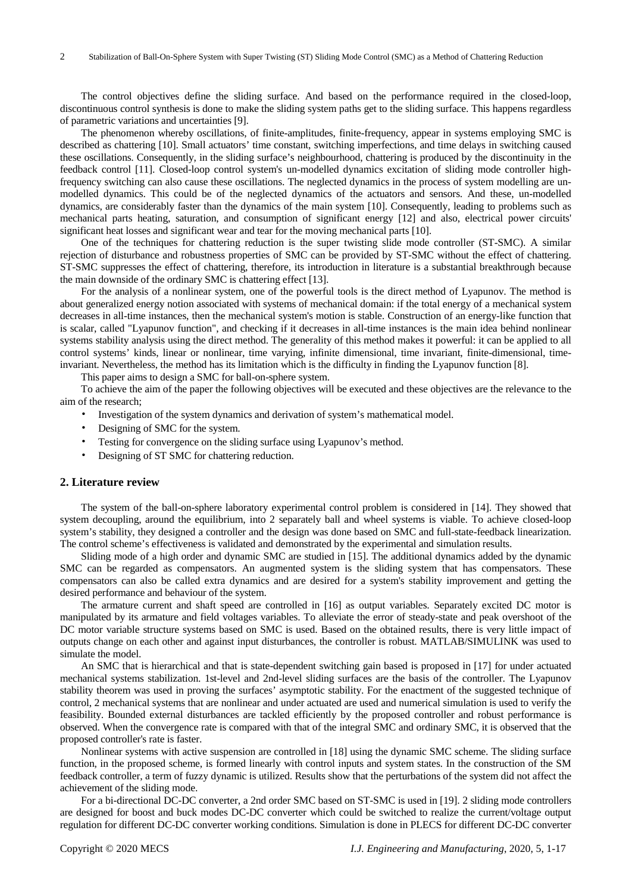The control objectives define the sliding surface. And based on the performance required in the closed-loop, discontinuous control synthesis is done to make the sliding system paths get to the sliding surface. This happens regardless of parametric variations and uncertainties [9].

The phenomenon whereby oscillations, of finite-amplitudes, finite-frequency, appear in systems employing SMC is described as chattering [10]. Small actuators' time constant, switching imperfections, and time delays in switching caused these oscillations. Consequently, in the sliding surface's neighbourhood, chattering is produced by the discontinuity in the feedback control [11]. Closed-loop control system's un-modelled dynamics excitation of sliding mode controller high-frequency switching can also cause these oscillations. The neglected dynamics in the process of system modelling are un-modelled dynamics. This could be of the neglected dynamics of the actuators and sensors. And these, un-modelled dynamics, are considerably faster than the dynamics of the main system [10]. Consequently, leading to problems such as mechanical parts heating, saturation, and consumption of significant energy [12] and also, electrical power circuits' significant heat losses and significant wear and tear for the moving mechanical parts [10].

One of the techniques for chattering reduction is the super twisting slide mode controller (ST-SMC). A similar rejection of disturbance and robustness properties of SMC can be provided by ST-SMC without the effect of chattering. ST-SMC suppresses the effect of chattering, therefore, its introduction in literature is a substantial breakthrough because the main downside of the ordinary SMC is chattering effect [13].

For the analysis of a nonlinear system, one of the powerful tools is the direct method of Lyapunov. The method is about generalized energy notion associated with systems of mechanical domain: if the total energy of a mechanical system decreases in all-time instances, then the mechanical system's motion is stable. Construction of an energy-like function that is scalar, called "Lyapunov function", and checking if it decreases in all-time instances is the main idea behind nonlinear systems stability analysis using the direct method. The generality of this method makes it powerful: it can be applied to all control systems' kinds, linear or nonlinear, time varying, infinite dimensional, time invariant, finite-dimensional, time-invariant. Nevertheless, the method has its limitation which is the difficulty in finding the Lyapunov function [8].

This paper aims to design a SMC for ball-on-sphere system.

To achieve the aim of the paper the following objectives will be executed and these objectives are the relevance to the aim of the research;

- Investigation of the system dynamics and derivation of system's mathematical model.
- Designing of SMC for the system.
- Testing for convergence on the sliding surface using Lyapunov's method.
- Designing of ST SMC for chattering reduction.

## 2. Literature review

The system of the ball-on-sphere laboratory experimental control problem is considered in [14]. They showed that system decoupling, around the equilibrium, into 2 separately ball and wheel systems is viable. To achieve closed-loop system's stability, they designed a controller and the design was done based on SMC and full-state-feedback linearization. The control scheme's effectiveness is validated and demonstrated by the experimental and simulation results.

Sliding mode of a high order and dynamic SMC are studied in [15]. The additional dynamics added by the dynamic SMC can be regarded as compensators. An augmented system is the sliding system that has compensators. These compensators can also be called extra dynamics and are desired for a system's stability improvement and getting the desired performance and behaviour of the system.

The armature current and shaft speed are controlled in [16] as output variables. Separately excited DC motor is manipulated by its armature and field voltages variables. To alleviate the error of steady-state and peak overshoot of the DC motor variable structure systems based on SMC is used. Based on the obtained results, there is very little impact of outputs change on each other and against input disturbances, the controller is robust. MATLAB/SIMULINK was used to simulate the model.

An SMC that is hierarchical and that is state-dependent switching gain based is proposed in [17] for under actuated mechanical systems stabilization. 1st-level and 2nd-level sliding surfaces are the basis of the controller. The Lyapunov stability theorem was used in proving the surfaces' asymptotic stability. For the enactment of the suggested technique of control, 2 mechanical systems that are nonlinear and under actuated are used and numerical simulation is used to verify the feasibility. Bounded external disturbances are tackled efficiently by the proposed controller and robust performance is observed. When the convergence rate is compared with that of the integral SMC and ordinary SMC, it is observed that the proposed controller's rate is faster.

Nonlinear systems with active suspension are controlled in [18] using the dynamic SMC scheme. The sliding surface function, in the proposed scheme, is formed linearly with control inputs and system states. In the construction of the SM feedback controller, a term of fuzzy dynamic is utilized. Results show that the perturbations of the system did not affect the achievement of the sliding mode.

For a bi-directional DC-DC converter, a 2nd order SMC based on ST-SMC is used in [19]. 2 sliding mode controllers are designed for boost and buck modes DC-DC converter which could be switched to realize the current/voltage output regulation for different DC-DC converter working conditions. Simulation is done in PLECS for different DC-DC converter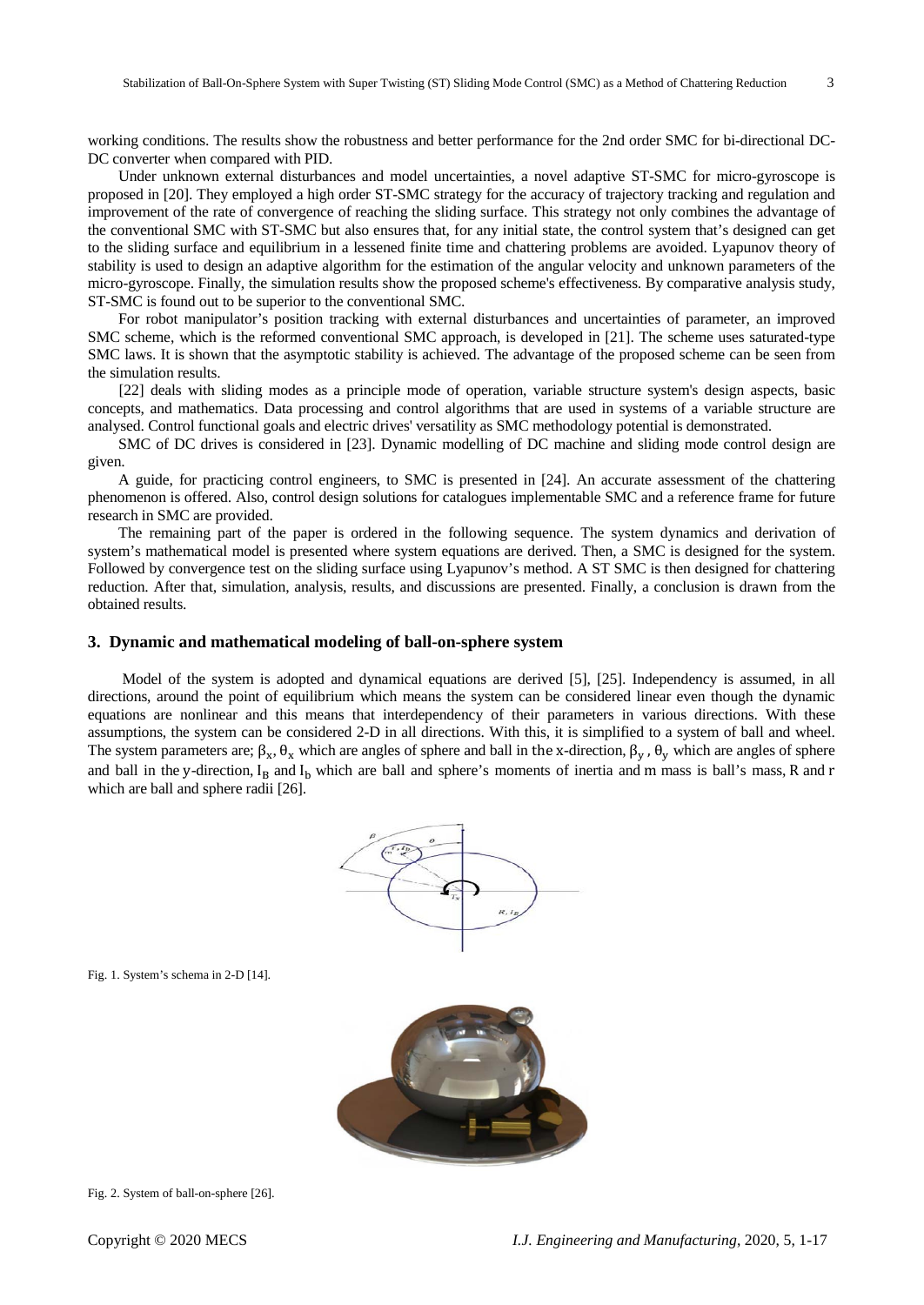working conditions. The results show the robustness and better performance for the 2nd order SMC for bi-directional DC-DC converter when compared with PID.

Under unknown external disturbances and model uncertainties, a novel adaptive ST-SMC for micro-gyroscope is proposed in [20]. They employed a high order ST-SMC strategy for the accuracy of trajectory tracking and regulation and improvement of the rate of convergence of reaching the sliding surface. This strategy not only combines the advantage of the conventional SMC with ST-SMC but also ensures that, for any initial state, the control system that's designed can get to the sliding surface and equilibrium in a lessened finite time and chattering problems are avoided. Lyapunov theory of stability is used to design an adaptive algorithm for the estimation of the angular velocity and unknown parameters of the micro-gyroscope. Finally, the simulation results show the proposed scheme's effectiveness. By comparative analysis study, ST-SMC is found out to be superior to the conventional SMC.

For robot manipulator's position tracking with external disturbances and uncertainties of parameter, an improved SMC scheme, which is the reformed conventional SMC approach, is developed in [21]. The scheme uses saturated-type SMC laws. It is shown that the asymptotic stability is achieved. The advantage of the proposed scheme can be seen from the simulation results.

[22] deals with sliding modes as a principle mode of operation, variable structure system's design aspects, basic concepts, and mathematics. Data processing and control algorithms that are used in systems of a variable structure are analysed. Control functional goals and electric drives' versatility as SMC methodology potential is demonstrated.

SMC of DC drives is considered in [23]. Dynamic modelling of DC machine and sliding mode control design are given.

A guide, for practicing control engineers, to SMC is presented in [24]. An accurate assessment of the chattering phenomenon is offered. Also, control design solutions for catalogues implementable SMC and a reference frame for future research in SMC are provided.

The remaining part of the paper is ordered in the following sequence. The system dynamics and derivation of system's mathematical model is presented where system equations are derived. Then, a SMC is designed for the system. Followed by convergence test on the sliding surface using Lyapunov's method. A ST SMC is then designed for chattering reduction. After that, simulation, analysis, results, and discussions are presented. Finally, a conclusion is drawn from the obtained results.

## 3. Dynamic and mathematical modeling of ball-on-sphere system

Model of the system is adopted and dynamical equations are derived [5], [25]. Independency is assumed, in all directions, around the point of equilibrium which means the system can be considered linear even though the dynamic equations are nonlinear and this means that interdependency of their parameters in various directions. With these assumptions, the system can be considered 2-D in all directions. With this, it is simplified to a system of ball and wheel. The system parameters are; $\beta_x$, $\theta_x$ which are angles of sphere and ball in the x-direction, $\beta_y$ , $\theta_y$ which are angles of sphere and ball in the y-direction, $I_B$ and $I_b$ which are ball and sphere's moments of inertia and m mass is ball's mass, R and r which are ball and sphere radii [26].

Fig. 1. System's schema in 2-D [14].

Fig. 2. System of ball-on-sphere [26].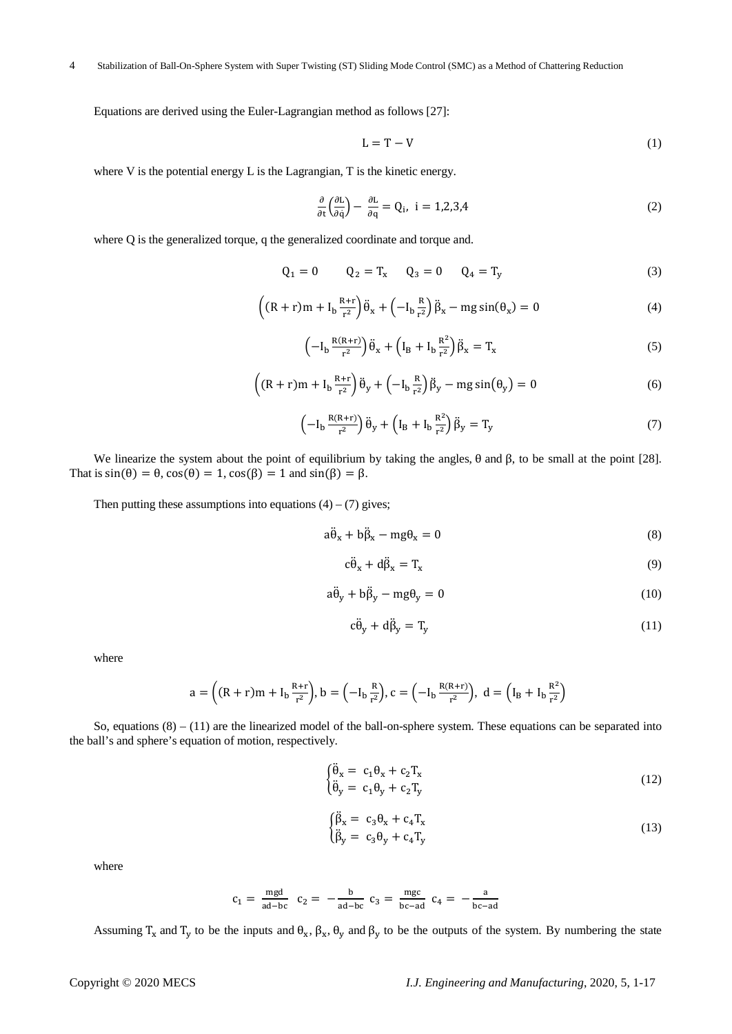Equations are derived using the Euler-Lagrangian method as follows [27]:

$$L = T - V \tag{1}$$

where V is the potential energy L is the Lagrangian, T is the kinetic energy.

$$\frac{\partial}{\partial t}\left(\frac{\partial L}{\partial \dot{q}}\right) - \frac{\partial L}{\partial q} = Q_i, \ i = 1,2,3,4 \tag{2}$$

where Q is the generalized torque, q the generalized coordinate and torque and.

$$Q_1 = 0 \qquad Q_2 = T_x \qquad Q_3 = 0 \qquad Q_4 = T_y \tag{3}$$

$$\left((R+r)m + I_b\frac{R+r}{r^2}\right)\ddot{\theta}_x + \left(-I_b\frac{R}{r^2}\right)\ddot{\beta}_x - mg\sin(\theta_x) = 0 \tag{4}$$

$$\left(-I_b\frac{R(R+r)}{r^2}\right)\ddot{\theta}_x + \left(I_B + I_b\frac{R^2}{r^2}\right)\ddot{\beta}_x = T_x \tag{5}$$

$$\left((R+r)m + I_b\frac{R+r}{r^2}\right)\ddot{\theta}_y + \left(-I_b\frac{R}{r^2}\right)\ddot{\beta}_y - mg\sin(\theta_y) = 0 \tag{6}$$

$$\left(-I_b\frac{R(R+r)}{r^2}\right)\ddot{\theta}_y + \left(I_B + I_b\frac{R^2}{r^2}\right)\ddot{\beta}_y = T_y \tag{7}$$

We linearize the system about the point of equilibrium by taking the angles, $\theta$ and $\beta$, to be small at the point [28]. That is $\sin(\theta) = \theta$, $\cos(\theta) = 1$, $\cos(\beta) = 1$ and $\sin(\beta) = \beta$.

Then putting these assumptions into equations (4) – (7) gives;

$$a\ddot{\theta}_x + b\ddot{\beta}_x - mg\theta_x = 0 \tag{8}$$

$$c\ddot{\theta}_x + d\ddot{\beta}_x = T_x \tag{9}$$

$$a\ddot{\theta}_y + b\ddot{\beta}_y - mg\theta_y = 0 \tag{10}$$

$$c\ddot{\theta}_y + d\ddot{\beta}_y = T_y \tag{11}$$

where

$$a = \left((R+r)m + I_b\frac{R+r}{r^2}\right), b = \left(-I_b\frac{R}{r^2}\right), c = \left(-I_b\frac{R(R+r)}{r^2}\right), \ d = \left(I_B + I_b\frac{R^2}{r^2}\right)$$

So, equations (8) – (11) are the linearized model of the ball-on-sphere system. These equations can be separated into the ball's and sphere's equation of motion, respectively.

$$\begin{cases} \ddot{\theta}_x = c_1\theta_x + c_2T_x \\ \ddot{\theta}_y = c_1\theta_y + c_2T_y \end{cases} \tag{12}$$

$$\begin{cases} \ddot{\beta}_x = c_3\theta_x + c_4T_x \\ \ddot{\beta}_y = c_3\theta_y + c_4T_y \end{cases} \tag{13}$$

where

$$c_1 = \frac{mgd}{ad-bc} \quad c_2 = -\frac{b}{ad-bc} \quad c_3 = \frac{mgc}{bc-ad} \quad c_4 = -\frac{a}{bc-ad}$$

Assuming $T_x$ and $T_y$ to be the inputs and $\theta_x$, $\beta_x$, $\theta_y$ and $\beta_y$ to be the outputs of the system. By numbering the state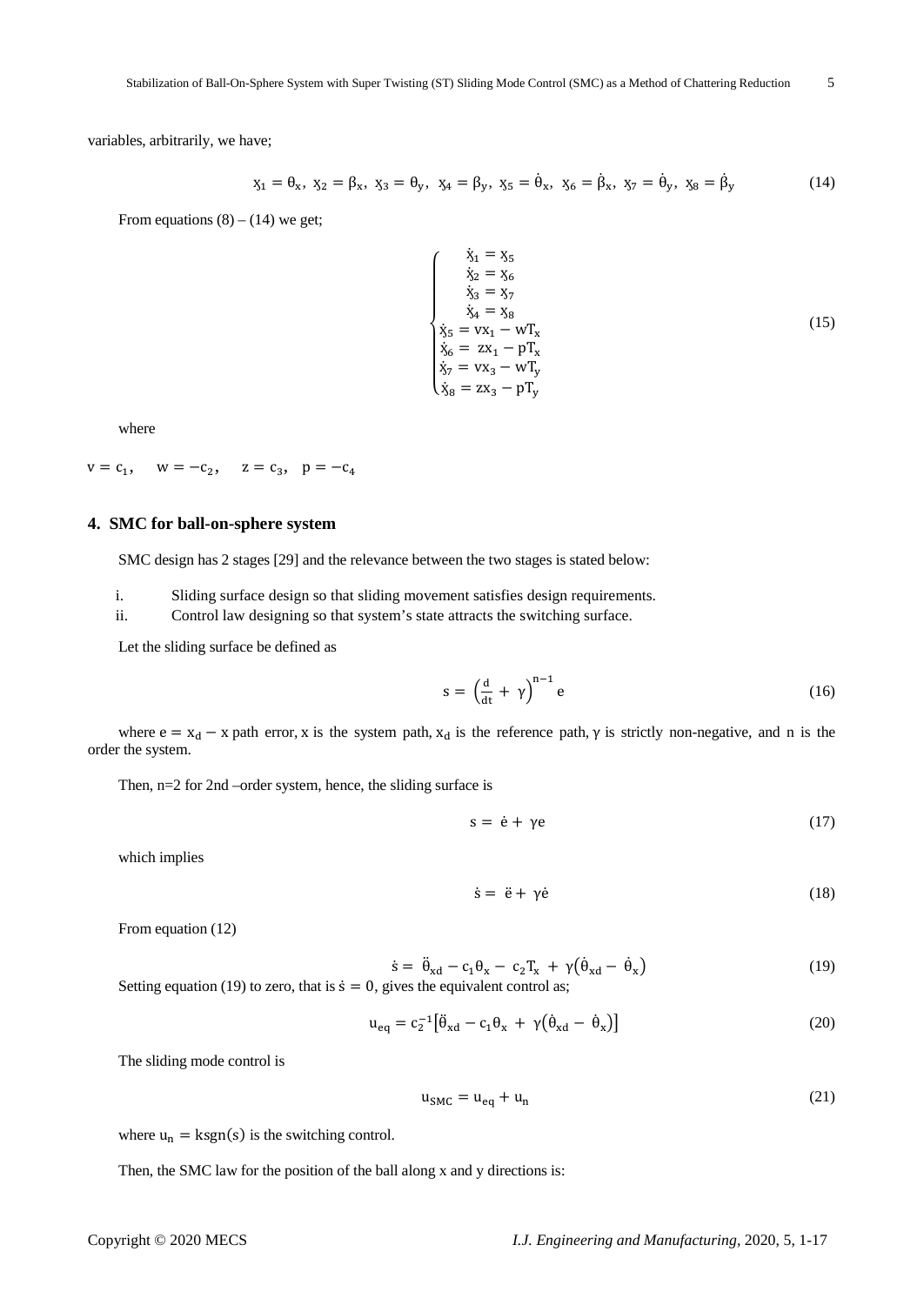variables, arbitrarily, we have;

$$x_1 = \theta_x,\ x_2 = \beta_x,\ x_3 = \theta_y,\ x_4 = \beta_y,\ x_5 = \dot{\theta}_x,\ x_6 = \dot{\beta}_x,\ x_7 = \dot{\theta}_y,\ x_8 = \dot{\beta}_y \tag{14}$$

From equations (8) – (14) we get;

$$\begin{cases} \dot{x}_1 = x_5 \\ \dot{x}_2 = x_6 \\ \dot{x}_3 = x_7 \\ \dot{x}_4 = x_8 \\ \dot{x}_5 = vx_1 - wT_x \\ \dot{x}_6 = zx_1 - pT_x \\ \dot{x}_7 = vx_3 - wT_y \\ \dot{x}_8 = zx_3 - pT_y \end{cases} \tag{15}$$

where

$v = c_1, \quad w = -c_2, \quad z = c_3, \quad p = -c_4$

## 4. SMC for ball-on-sphere system

SMC design has 2 stages [29] and the relevance between the two stages is stated below:

i. Sliding surface design so that sliding movement satisfies design requirements.
ii. Control law designing so that system's state attracts the switching surface.

Let the sliding surface be defined as

$$s = \left(\frac{d}{dt} + \gamma\right)^{n-1} e \tag{16}$$

where $e = x_d - x$ path error, $x$ is the system path, $x_d$ is the reference path, $\gamma$ is strictly non-negative, and $n$ is the order the system.

Then, n=2 for 2nd –order system, hence, the sliding surface is

$$s = \dot{e} + \gamma e \tag{17}$$

which implies

$$\dot{s} = \ddot{e} + \gamma \dot{e} \tag{18}$$

From equation (12)

$$\dot{s} = \ddot{\theta}_{xd} - c_1\theta_x - c_2T_x + \gamma(\dot{\theta}_{xd} - \dot{\theta}_x) \tag{19}$$

Setting equation (19) to zero, that is $\dot{s} = 0$, gives the equivalent control as;

$$u_{eq} = c_2^{-1}\left[\ddot{\theta}_{xd} - c_1\theta_x + \gamma(\dot{\theta}_{xd} - \dot{\theta}_x)\right] \tag{20}$$

The sliding mode control is

$$u_{SMC} = u_{eq} + u_n \tag{21}$$

where $u_n = k\mathrm{sgn}(s)$ is the switching control.

Then, the SMC law for the position of the ball along x and y directions is: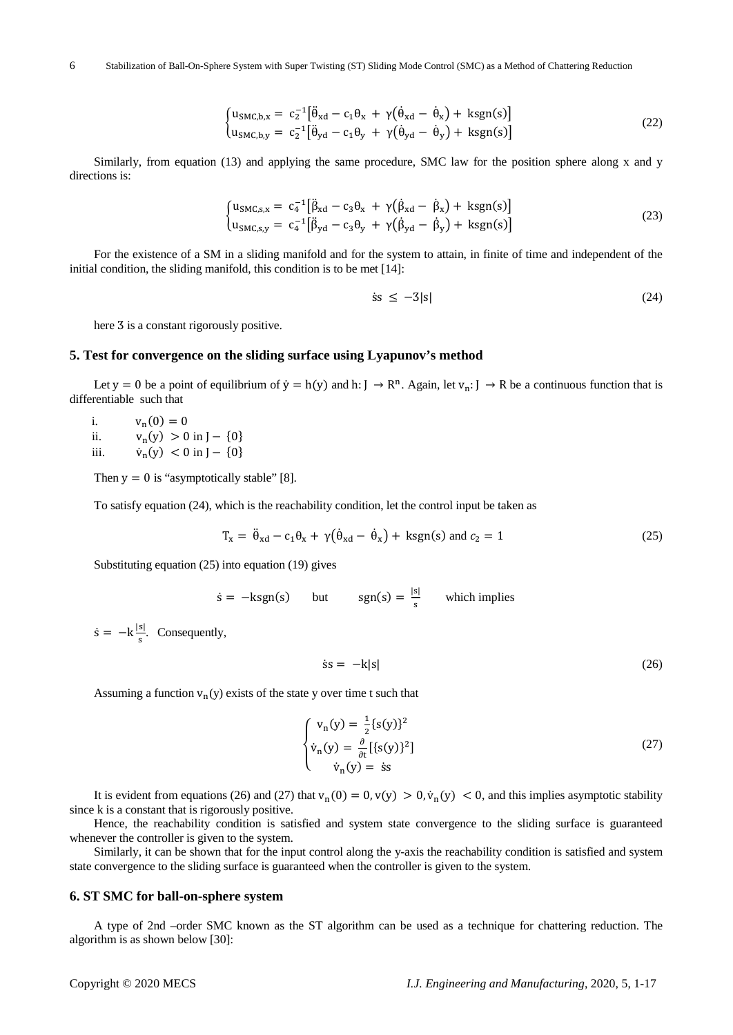$$\begin{cases} u_{SMC,b,x} = c_2^{-1}\left[\ddot{\theta}_{xd} - c_1\theta_x + \gamma\left(\dot{\theta}_{xd} - \dot{\theta}_x\right) + k\,\mathrm{sgn}(s)\right] \\ u_{SMC,b,y} = c_2^{-1}\left[\ddot{\theta}_{yd} - c_1\theta_y + \gamma\left(\dot{\theta}_{yd} - \dot{\theta}_y\right) + k\,\mathrm{sgn}(s)\right] \end{cases} \tag{22}$$

Similarly, from equation (13) and applying the same procedure, SMC law for the position sphere along x and y directions is:

$$\begin{cases} u_{SMC,s,x} = c_4^{-1}\left[\ddot{\beta}_{xd} - c_3\theta_x + \gamma\left(\dot{\beta}_{xd} - \dot{\beta}_x\right) + k\,\mathrm{sgn}(s)\right] \\ u_{SMC,s,y} = c_4^{-1}\left[\ddot{\beta}_{yd} - c_3\theta_y + \gamma\left(\dot{\beta}_{yd} - \dot{\beta}_y\right) + k\,\mathrm{sgn}(s)\right] \end{cases} \tag{23}$$

For the existence of a SM in a sliding manifold and for the system to attain, in finite of time and independent of the initial condition, the sliding manifold, this condition is to be met [14]:

$$\dot{s}s \leq -\mathfrak{Z}|s| \tag{24}$$

here $\mathfrak{Z}$ is a constant rigorously positive.

## 5. Test for convergence on the sliding surface using Lyapunov's method

Let $y = 0$ be a point of equilibrium of $\dot{y} = h(y)$ and $h: J \to R^n$. Again, let $v_n: J \to R$ be a continuous function that is differentiable such that

i. $v_n(0) = 0$

ii. $v_n(y) > 0$ in $J - \{0\}$

iii. $\dot{v}_n(y) < 0$ in $J - \{0\}$

Then $y = 0$ is "asymptotically stable" [8].

To satisfy equation (24), which is the reachability condition, let the control input be taken as

$$T_x = \ddot{\theta}_{xd} - c_1\theta_x + \gamma\left(\dot{\theta}_{xd} - \dot{\theta}_x\right) + k\,\mathrm{sgn}(s) \text{ and } c_2 = 1 \tag{25}$$

Substituting equation (25) into equation (19) gives

$$\dot{s} = -k\,\mathrm{sgn}(s) \qquad \text{but} \qquad \mathrm{sgn}(s) = \frac{|s|}{s} \qquad \text{which implies}$$

$\dot{s} = -k\frac{|s|}{s}$. Consequently,

$$\dot{s}s = -k|s| \tag{26}$$

Assuming a function $v_n(y)$ exists of the state y over time t such that

$$\begin{cases} v_n(y) = \frac{1}{2}\{s(y)\}^2 \\ \dot{v}_n(y) = \frac{\partial}{\partial t}[\{s(y)\}^2] \\ \dot{v}_n(y) = \dot{s}s \end{cases} \tag{27}$$

It is evident from equations (26) and (27) that $v_n(0) = 0, v(y) > 0, \dot{v}_n(y) < 0$, and this implies asymptotic stability since k is a constant that is rigorously positive.

Hence, the reachability condition is satisfied and system state convergence to the sliding surface is guaranteed whenever the controller is given to the system.

Similarly, it can be shown that for the input control along the y-axis the reachability condition is satisfied and system state convergence to the sliding surface is guaranteed when the controller is given to the system.

## 6. ST SMC for ball-on-sphere system

A type of 2nd –order SMC known as the ST algorithm can be used as a technique for chattering reduction. The algorithm is as shown below [30]: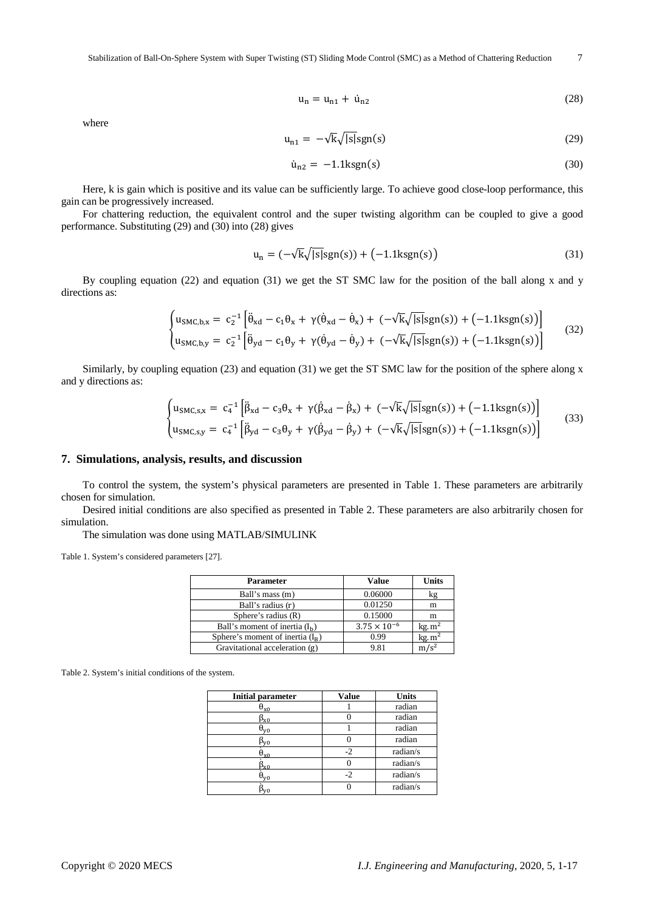$$u_n = u_{n1} + \dot{u}_{n2} \tag{28}$$

where

$$u_{n1} = -\sqrt{k}\sqrt{|s|}\text{sgn}(s) \tag{29}$$

$$\dot{u}_{n2} = -1.1k\text{sgn}(s) \tag{30}$$

Here, k is gain which is positive and its value can be sufficiently large. To achieve good close-loop performance, this gain can be progressively increased.

For chattering reduction, the equivalent control and the super twisting algorithm can be coupled to give a good performance. Substituting (29) and (30) into (28) gives

$$u_n = (-\sqrt{k}\sqrt{|s|}\text{sgn}(s)) + (-1.1k\text{sgn}(s)) \tag{31}$$

By coupling equation (22) and equation (31) we get the ST SMC law for the position of the ball along x and y directions as:

$$\begin{cases} u_{SMC,b,x} = c_2^{-1}\left[\ddot{\theta}_{xd} - c_1\theta_x + \gamma(\dot{\theta}_{xd} - \dot{\theta}_x) + (-\sqrt{k}\sqrt{|s|}\text{sgn}(s)) + (-1.1k\text{sgn}(s))\right] \\ u_{SMC,b,y} = c_2^{-1}\left[\ddot{\theta}_{yd} - c_1\theta_y + \gamma(\dot{\theta}_{yd} - \dot{\theta}_y) + (-\sqrt{k}\sqrt{|s|}\text{sgn}(s)) + (-1.1k\text{sgn}(s))\right] \end{cases} \tag{32}$$

Similarly, by coupling equation (23) and equation (31) we get the ST SMC law for the position of the sphere along x and y directions as:

$$\begin{cases} u_{SMC,s,x} = c_4^{-1}\left[\ddot{\beta}_{xd} - c_3\theta_x + \gamma(\dot{\beta}_{xd} - \dot{\beta}_x) + (-\sqrt{k}\sqrt{|s|}\text{sgn}(s)) + (-1.1k\text{sgn}(s))\right] \\ u_{SMC,s,y} = c_4^{-1}\left[\ddot{\beta}_{yd} - c_3\theta_y + \gamma(\dot{\beta}_{yd} - \dot{\beta}_y) + (-\sqrt{k}\sqrt{|s|}\text{sgn}(s)) + (-1.1k\text{sgn}(s))\right] \end{cases} \tag{33}$$

## 7. Simulations, analysis, results, and discussion

To control the system, the system's physical parameters are presented in Table 1. These parameters are arbitrarily chosen for simulation.

Desired initial conditions are also specified as presented in Table 2. These parameters are also arbitrarily chosen for simulation.

The simulation was done using MATLAB/SIMULINK

Table 1. System's considered parameters [27].

| Parameter | Value | Units |
|---|---|---|
| Ball's mass (m) | 0.06000 | kg |
| Ball's radius (r) | 0.01250 | m |
| Sphere's radius (R) | 0.15000 | m |
| Ball's moment of inertia ($I_b$) | $3.75 \times 10^{-6}$ | $kg.m^2$ |
| Sphere's moment of inertia ($I_B$) | 0.99 | $kg.m^2$ |
| Gravitational acceleration (g) | 9.81 | $m/s^2$ |

Table 2. System's initial conditions of the system.

| Initial parameter | Value | Units |
|---|---|---|
| $\theta_{x0}$ | 1 | radian |
| $\beta_{x0}$ | 0 | radian |
| $\theta_{y0}$ | 1 | radian |
| $\beta_{y0}$ | 0 | radian |
| $\dot{\theta}_{x0}$ | -2 | radian/s |
| $\dot{\beta}_{x0}$ | 0 | radian/s |
| $\dot{\theta}_{y0}$ | -2 | radian/s |
| $\dot{\beta}_{y0}$ | 0 | radian/s |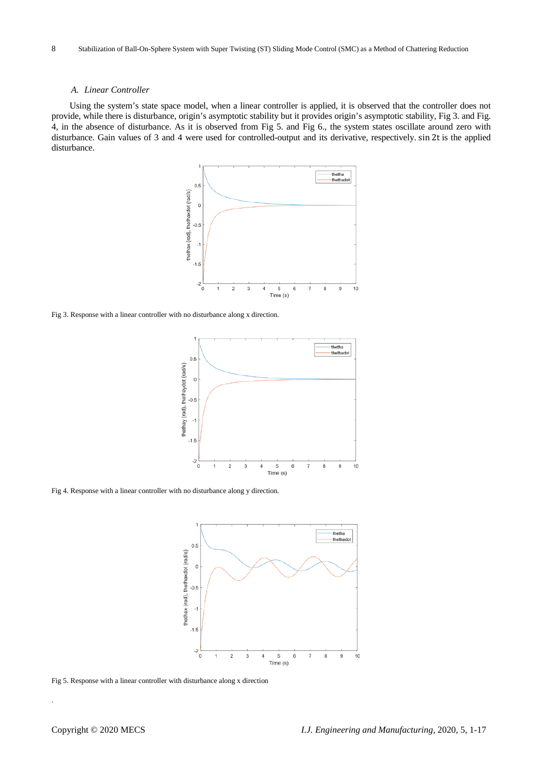### A. Linear Controller

Using the system's state space model, when a linear controller is applied, it is observed that the controller does not provide, while there is disturbance, origin's asymptotic stability but it provides origin's asymptotic stability, Fig 3. and Fig. 4, in the absence of disturbance. As it is observed from Fig 5. and Fig 6., the system states oscillate around zero with disturbance. Gain values of 3 and 4 were used for controlled-output and its derivative, respectively. $\sin 2t$ is the applied disturbance.

Fig 3. Response with a linear controller with no disturbance along x direction.

Fig 4. Response with a linear controller with no disturbance along y direction.

Fig 5. Response with a linear controller with disturbance along x direction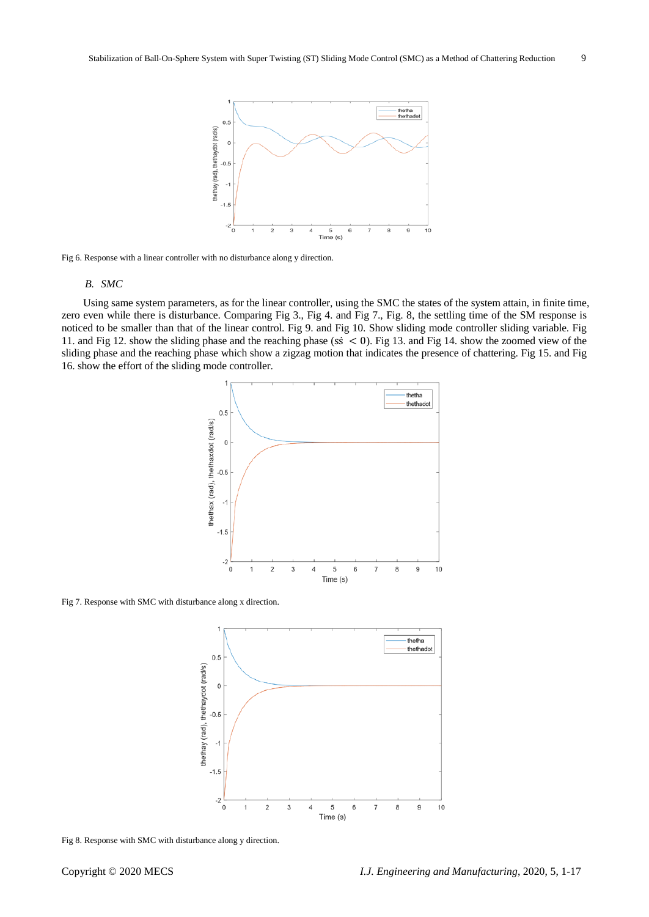Fig 6. Response with a linear controller with no disturbance along y direction.

### *B. SMC*

Using same system parameters, as for the linear controller, using the SMC the states of the system attain, in finite time, zero even while there is disturbance. Comparing Fig 3., Fig 4. and Fig 7., Fig. 8, the settling time of the SM response is noticed to be smaller than that of the linear control. Fig 9. and Fig 10. Show sliding mode controller sliding variable. Fig 11. and Fig 12. show the sliding phase and the reaching phase ($s\dot{s} < 0$). Fig 13. and Fig 14. show the zoomed view of the sliding phase and the reaching phase which show a zigzag motion that indicates the presence of chattering. Fig 15. and Fig 16. show the effort of the sliding mode controller.

Fig 7. Response with SMC with disturbance along x direction.

Fig 8. Response with SMC with disturbance along y direction.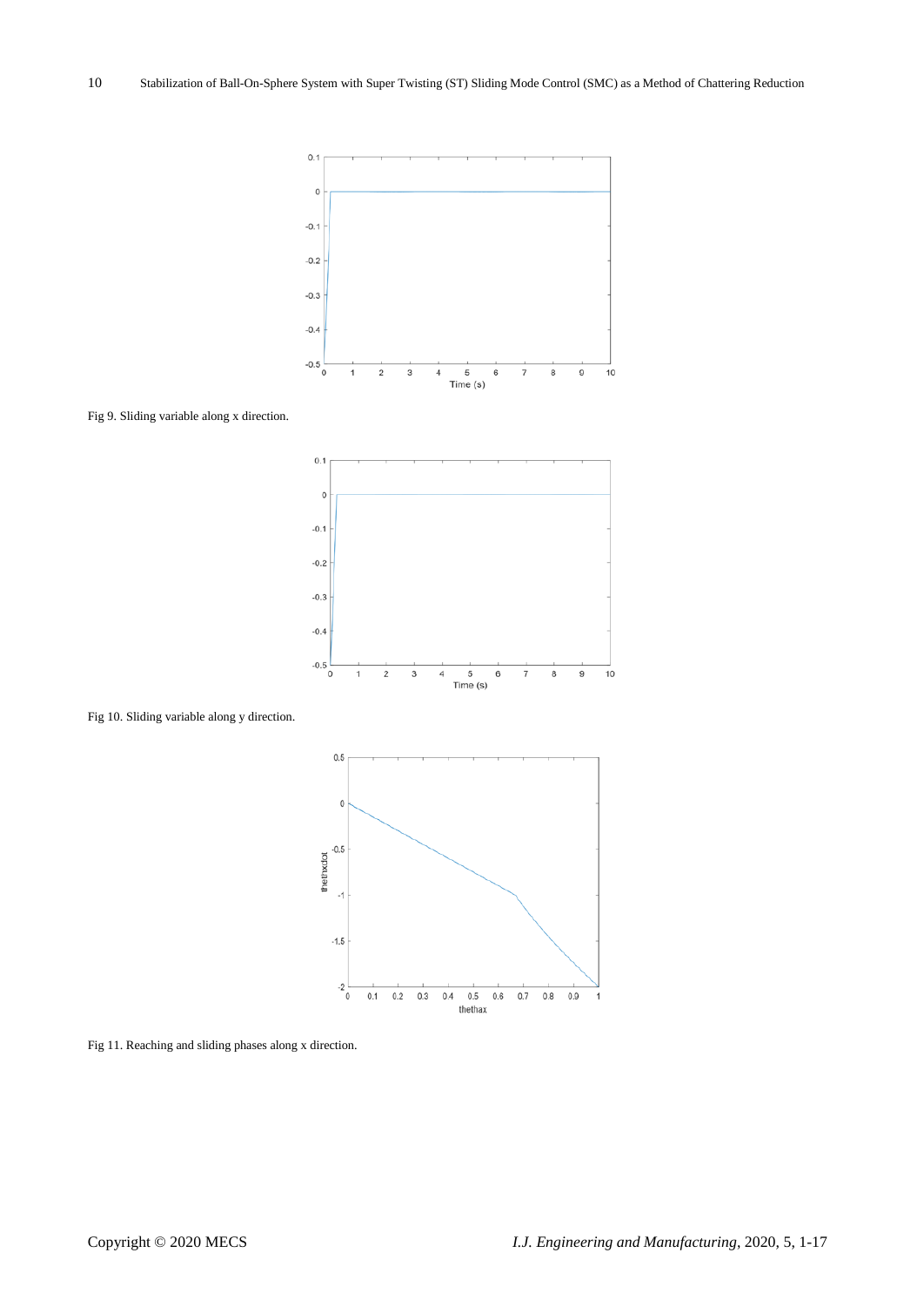Fig 9. Sliding variable along x direction.

Fig 10. Sliding variable along y direction.

Fig 11. Reaching and sliding phases along x direction.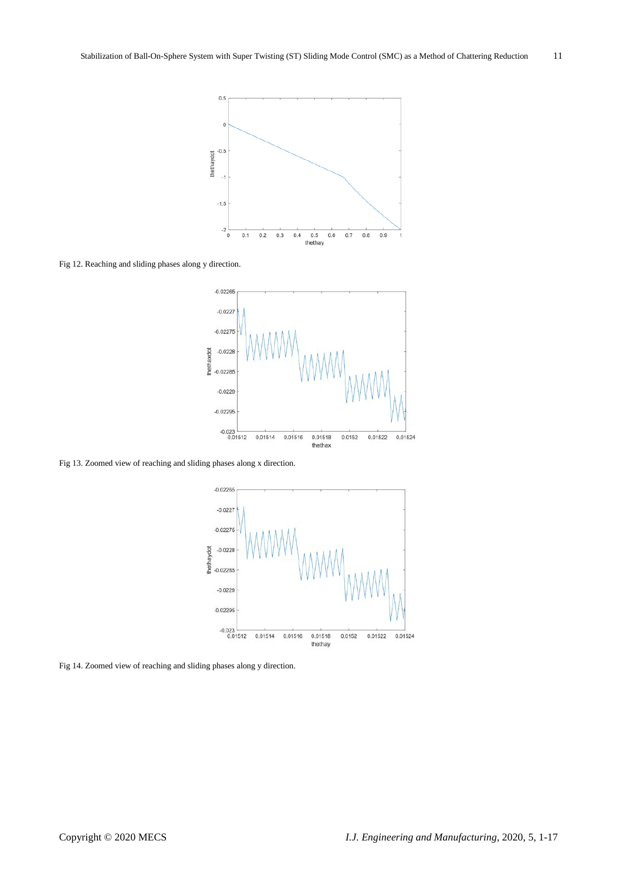Fig 12. Reaching and sliding phases along y direction.

Fig 13. Zoomed view of reaching and sliding phases along x direction.

Fig 14. Zoomed view of reaching and sliding phases along y direction.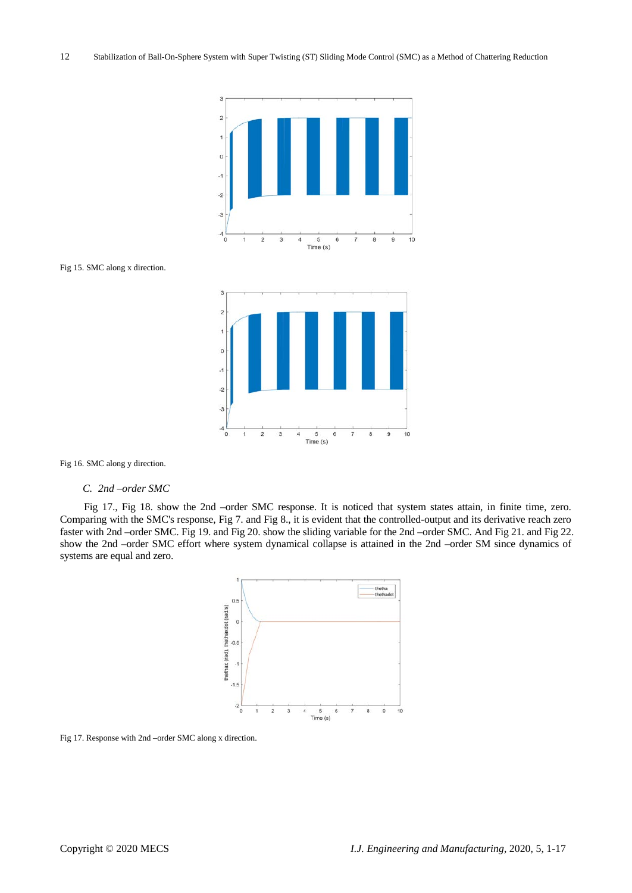Fig 15. SMC along x direction.

Fig 16. SMC along y direction.

### *C. 2nd –order SMC*

Fig 17., Fig 18. show the 2nd –order SMC response. It is noticed that system states attain, in finite time, zero. Comparing with the SMC's response, Fig 7. and Fig 8., it is evident that the controlled-output and its derivative reach zero faster with 2nd –order SMC. Fig 19. and Fig 20. show the sliding variable for the 2nd –order SMC. And Fig 21. and Fig 22. show the 2nd –order SMC effort where system dynamical collapse is attained in the 2nd –order SM since dynamics of systems are equal and zero.

Fig 17. Response with 2nd –order SMC along x direction.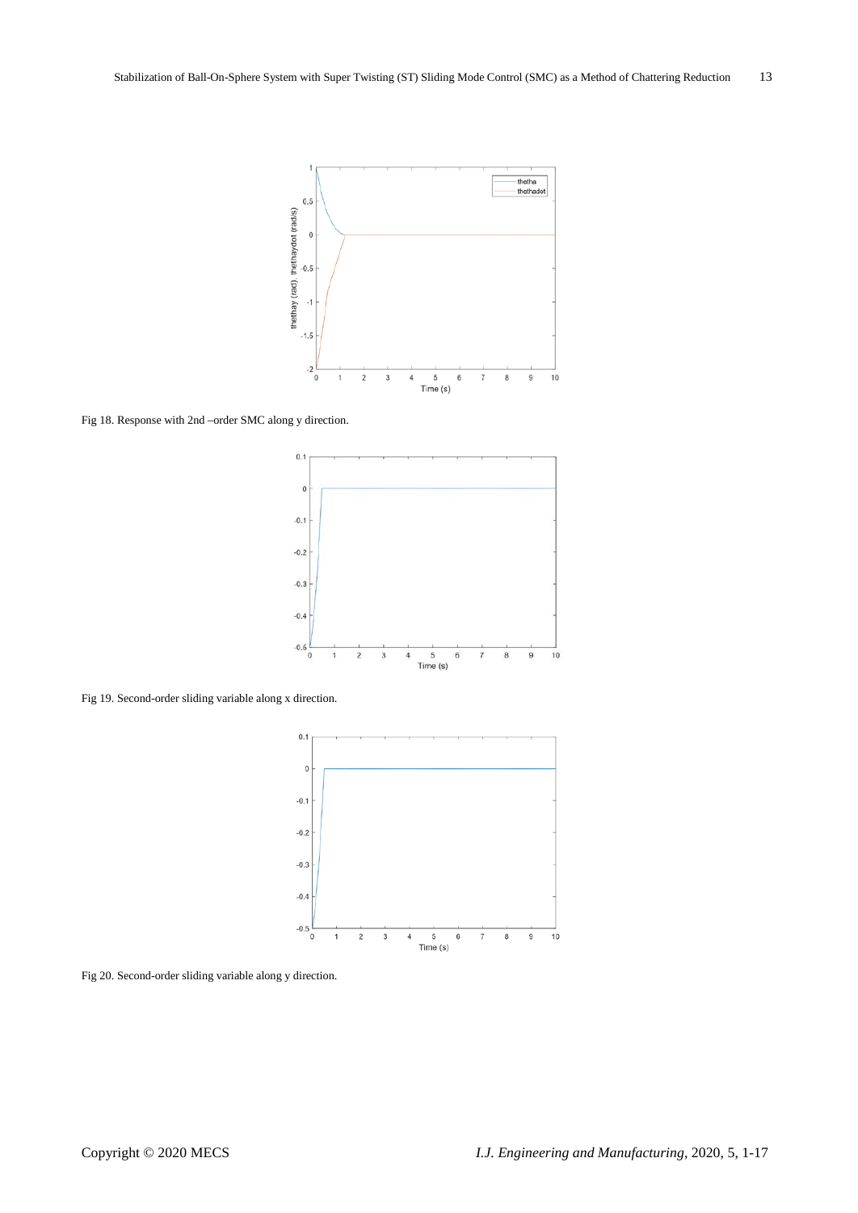Fig 18. Response with 2nd –order SMC along y direction.

Fig 19. Second-order sliding variable along x direction.

Fig 20. Second-order sliding variable along y direction.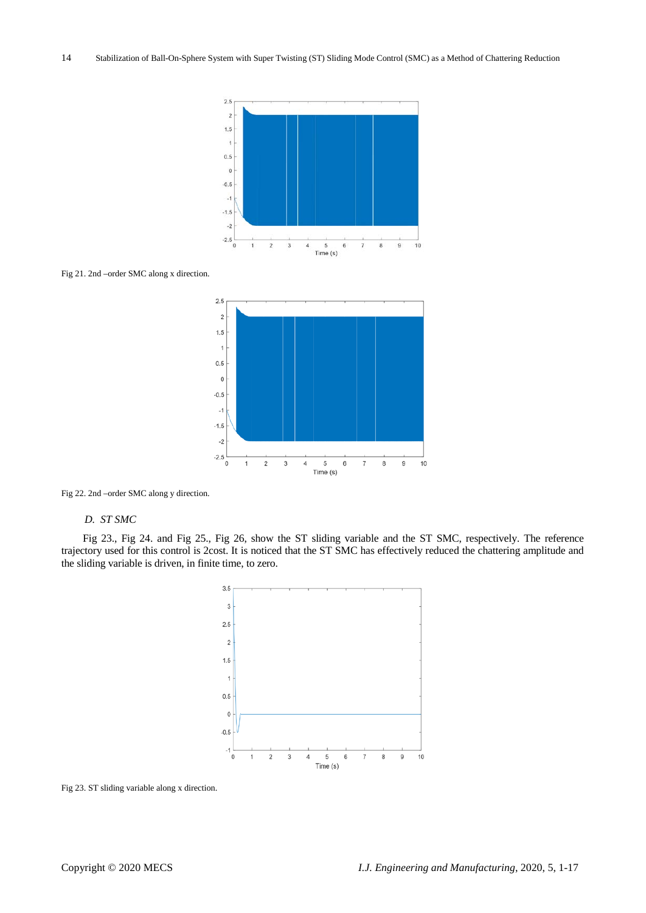Fig 21. 2nd –order SMC along x direction.

Fig 22. 2nd –order SMC along y direction.

### *D. ST SMC*

Fig 23., Fig 24. and Fig 25., Fig 26, show the ST sliding variable and the ST SMC, respectively. The reference trajectory used for this control is 2cost. It is noticed that the ST SMC has effectively reduced the chattering amplitude and the sliding variable is driven, in finite time, to zero.

Fig 23. ST sliding variable along x direction.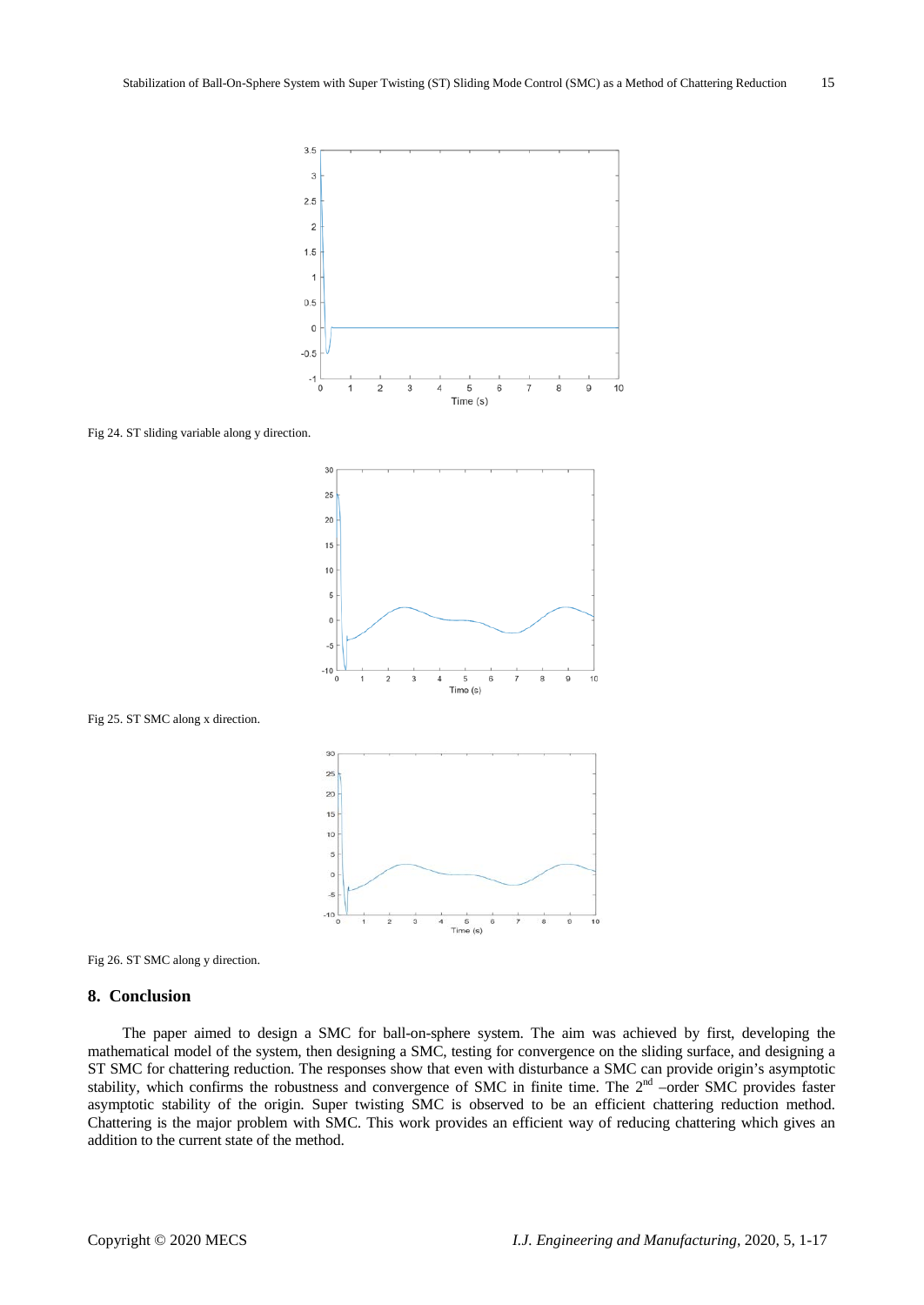Fig 24. ST sliding variable along y direction.

Fig 25. ST SMC along x direction.

Fig 26. ST SMC along y direction.

## 8. Conclusion

The paper aimed to design a SMC for ball-on-sphere system. The aim was achieved by first, developing the mathematical model of the system, then designing a SMC, testing for convergence on the sliding surface, and designing a ST SMC for chattering reduction. The responses show that even with disturbance a SMC can provide origin's asymptotic stability, which confirms the robustness and convergence of SMC in finite time. The $2^{nd}$ –order SMC provides faster asymptotic stability of the origin. Super twisting SMC is observed to be an efficient chattering reduction method. Chattering is the major problem with SMC. This work provides an efficient way of reducing chattering which gives an addition to the current state of the method.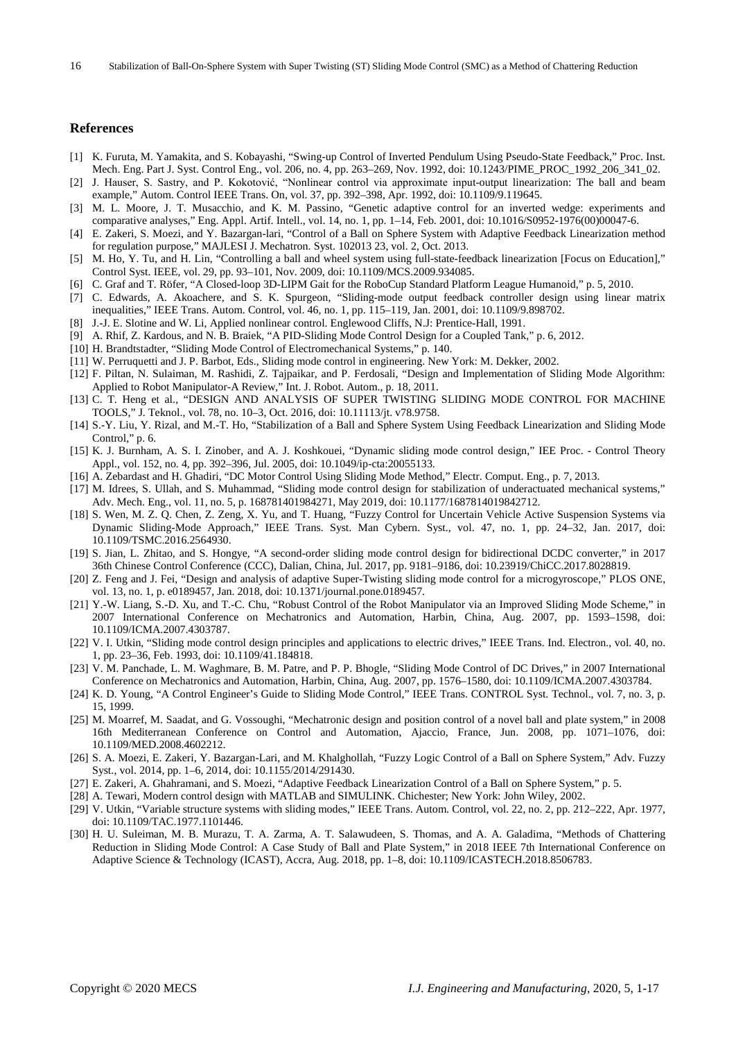## References

[1] K. Furuta, M. Yamakita, and S. Kobayashi, "Swing-up Control of Inverted Pendulum Using Pseudo-State Feedback," Proc. Inst. Mech. Eng. Part J. Syst. Control Eng., vol. 206, no. 4, pp. 263–269, Nov. 1992, doi: 10.1243/PIME_PROC_1992_206_341_02.

[2] J. Hauser, S. Sastry, and P. Kokotović, "Nonlinear control via approximate input-output linearization: The ball and beam example," Autom. Control IEEE Trans. On, vol. 37, pp. 392–398, Apr. 1992, doi: 10.1109/9.119645.

[3] M. L. Moore, J. T. Musacchio, and K. M. Passino, "Genetic adaptive control for an inverted wedge: experiments and comparative analyses," Eng. Appl. Artif. Intell., vol. 14, no. 1, pp. 1–14, Feb. 2001, doi: 10.1016/S0952-1976(00)00047-6.

[4] E. Zakeri, S. Moezi, and Y. Bazargan-lari, "Control of a Ball on Sphere System with Adaptive Feedback Linearization method for regulation purpose," MAJLESI J. Mechatron. Syst. 102013 23, vol. 2, Oct. 2013.

[5] M. Ho, Y. Tu, and H. Lin, "Controlling a ball and wheel system using full-state-feedback linearization [Focus on Education]," Control Syst. IEEE, vol. 29, pp. 93–101, Nov. 2009, doi: 10.1109/MCS.2009.934085.

[6] C. Graf and T. Röfer, "A Closed-loop 3D-LIPM Gait for the RoboCup Standard Platform League Humanoid," p. 5, 2010.

[7] C. Edwards, A. Akoachere, and S. K. Spurgeon, "Sliding-mode output feedback controller design using linear matrix inequalities," IEEE Trans. Autom. Control, vol. 46, no. 1, pp. 115–119, Jan. 2001, doi: 10.1109/9.898702.

[8] J.-J. E. Slotine and W. Li, Applied nonlinear control. Englewood Cliffs, N.J: Prentice-Hall, 1991.

[9] A. Rhif, Z. Kardous, and N. B. Braiek, "A PID-Sliding Mode Control Design for a Coupled Tank," p. 6, 2012.

[10] H. Brandtstadter, "Sliding Mode Control of Electromechanical Systems," p. 140.

[11] W. Perruquetti and J. P. Barbot, Eds., Sliding mode control in engineering. New York: M. Dekker, 2002.

[12] F. Piltan, N. Sulaiman, M. Rashidi, Z. Tajpaikar, and P. Ferdosali, "Design and Implementation of Sliding Mode Algorithm: Applied to Robot Manipulator-A Review," Int. J. Robot. Autom., p. 18, 2011.

[13] C. T. Heng et al., "DESIGN AND ANALYSIS OF SUPER TWISTING SLIDING MODE CONTROL FOR MACHINE TOOLS," J. Teknol., vol. 78, no. 10–3, Oct. 2016, doi: 10.11113/jt. v78.9758.

[14] S.-Y. Liu, Y. Rizal, and M.-T. Ho, "Stabilization of a Ball and Sphere System Using Feedback Linearization and Sliding Mode Control," p. 6.

[15] K. J. Burnham, A. S. I. Zinober, and A. J. Koshkouei, "Dynamic sliding mode control design," IEE Proc. - Control Theory Appl., vol. 152, no. 4, pp. 392–396, Jul. 2005, doi: 10.1049/ip-cta:20055133.

[16] A. Zebardast and H. Ghadiri, "DC Motor Control Using Sliding Mode Method," Electr. Comput. Eng., p. 7, 2013.

[17] M. Idrees, S. Ullah, and S. Muhammad, "Sliding mode control design for stabilization of underactuated mechanical systems," Adv. Mech. Eng., vol. 11, no. 5, p. 168781401984271, May 2019, doi: 10.1177/1687814019842712.

[18] S. Wen, M. Z. Q. Chen, Z. Zeng, X. Yu, and T. Huang, "Fuzzy Control for Uncertain Vehicle Active Suspension Systems via Dynamic Sliding-Mode Approach," IEEE Trans. Syst. Man Cybern. Syst., vol. 47, no. 1, pp. 24–32, Jan. 2017, doi: 10.1109/TSMC.2016.2564930.

[19] S. Jian, L. Zhitao, and S. Hongye, "A second-order sliding mode control design for bidirectional DCDC converter," in 2017 36th Chinese Control Conference (CCC), Dalian, China, Jul. 2017, pp. 9181–9186, doi: 10.23919/ChiCC.2017.8028819.

[20] Z. Feng and J. Fei, "Design and analysis of adaptive Super-Twisting sliding mode control for a microgyroscope," PLOS ONE, vol. 13, no. 1, p. e0189457, Jan. 2018, doi: 10.1371/journal.pone.0189457.

[21] Y.-W. Liang, S.-D. Xu, and T.-C. Chu, "Robust Control of the Robot Manipulator via an Improved Sliding Mode Scheme," in 2007 International Conference on Mechatronics and Automation, Harbin, China, Aug. 2007, pp. 1593–1598, doi: 10.1109/ICMA.2007.4303787.

[22] V. I. Utkin, "Sliding mode control design principles and applications to electric drives," IEEE Trans. Ind. Electron., vol. 40, no. 1, pp. 23–36, Feb. 1993, doi: 10.1109/41.184818.

[23] V. M. Panchade, L. M. Waghmare, B. M. Patre, and P. P. Bhogle, "Sliding Mode Control of DC Drives," in 2007 International Conference on Mechatronics and Automation, Harbin, China, Aug. 2007, pp. 1576–1580, doi: 10.1109/ICMA.2007.4303784.

[24] K. D. Young, "A Control Engineer's Guide to Sliding Mode Control," IEEE Trans. CONTROL Syst. Technol., vol. 7, no. 3, p. 15, 1999.

[25] M. Moarref, M. Saadat, and G. Vossoughi, "Mechatronic design and position control of a novel ball and plate system," in 2008 16th Mediterranean Conference on Control and Automation, Ajaccio, France, Jun. 2008, pp. 1071–1076, doi: 10.1109/MED.2008.4602212.

[26] S. A. Moezi, E. Zakeri, Y. Bazargan-Lari, and M. Khalghollah, "Fuzzy Logic Control of a Ball on Sphere System," Adv. Fuzzy Syst., vol. 2014, pp. 1–6, 2014, doi: 10.1155/2014/291430.

[27] E. Zakeri, A. Ghahramani, and S. Moezi, "Adaptive Feedback Linearization Control of a Ball on Sphere System," p. 5.

[28] A. Tewari, Modern control design with MATLAB and SIMULINK. Chichester; New York: John Wiley, 2002.

[29] V. Utkin, "Variable structure systems with sliding modes," IEEE Trans. Autom. Control, vol. 22, no. 2, pp. 212–222, Apr. 1977, doi: 10.1109/TAC.1977.1101446.

[30] H. U. Suleiman, M. B. Murazu, T. A. Zarma, A. T. Salawudeen, S. Thomas, and A. A. Galadima, "Methods of Chattering Reduction in Sliding Mode Control: A Case Study of Ball and Plate System," in 2018 IEEE 7th International Conference on Adaptive Science & Technology (ICAST), Accra, Aug. 2018, pp. 1–8, doi: 10.1109/ICASTECH.2018.8506783.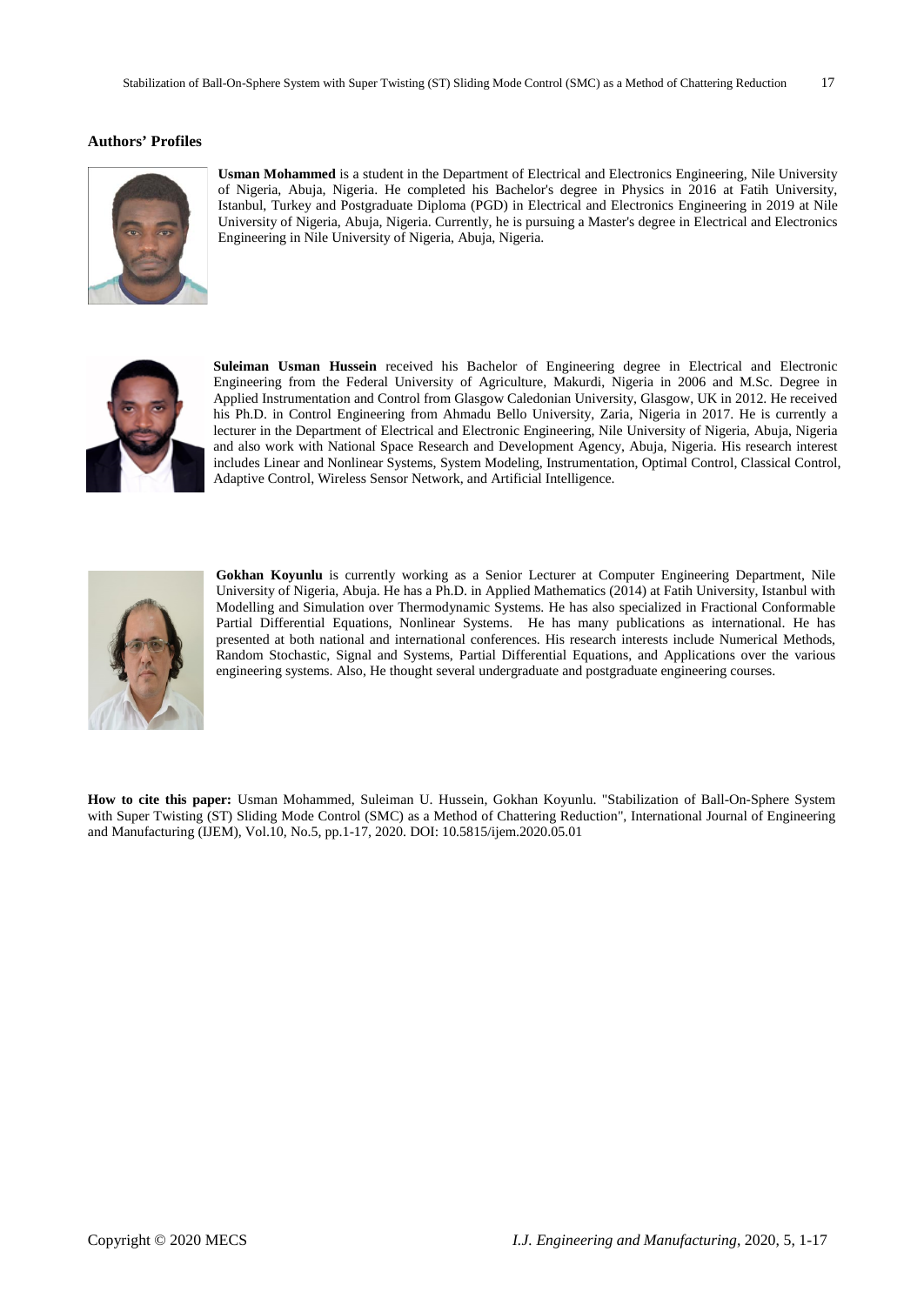### Authors' Profiles

**Usman Mohammed** is a student in the Department of Electrical and Electronics Engineering, Nile University of Nigeria, Abuja, Nigeria. He completed his Bachelor's degree in Physics in 2016 at Fatih University, Istanbul, Turkey and Postgraduate Diploma (PGD) in Electrical and Electronics Engineering in 2019 at Nile University of Nigeria, Abuja, Nigeria. Currently, he is pursuing a Master's degree in Electrical and Electronics Engineering in Nile University of Nigeria, Abuja, Nigeria.

**Suleiman Usman Hussein** received his Bachelor of Engineering degree in Electrical and Electronic Engineering from the Federal University of Agriculture, Makurdi, Nigeria in 2006 and M.Sc. Degree in Applied Instrumentation and Control from Glasgow Caledonian University, Glasgow, UK in 2012. He received his Ph.D. in Control Engineering from Ahmadu Bello University, Zaria, Nigeria in 2017. He is currently a lecturer in the Department of Electrical and Electronic Engineering, Nile University of Nigeria, Abuja, Nigeria and also work with National Space Research and Development Agency, Abuja, Nigeria. His research interest includes Linear and Nonlinear Systems, System Modeling, Instrumentation, Optimal Control, Classical Control, Adaptive Control, Wireless Sensor Network, and Artificial Intelligence.

**Gokhan Koyunlu** is currently working as a Senior Lecturer at Computer Engineering Department, Nile University of Nigeria, Abuja. He has a Ph.D. in Applied Mathematics (2014) at Fatih University, Istanbul with Modelling and Simulation over Thermodynamic Systems. He has also specialized in Fractional Conformable Partial Differential Equations, Nonlinear Systems. He has many publications as international. He has presented at both national and international conferences. His research interests include Numerical Methods, Random Stochastic, Signal and Systems, Partial Differential Equations, and Applications over the various engineering systems. Also, He thought several undergraduate and postgraduate engineering courses.

**How to cite this paper:** Usman Mohammed, Suleiman U. Hussein, Gokhan Koyunlu. "Stabilization of Ball-On-Sphere System with Super Twisting (ST) Sliding Mode Control (SMC) as a Method of Chattering Reduction", International Journal of Engineering and Manufacturing (IJEM), Vol.10, No.5, pp.1-17, 2020. DOI: 10.5815/ijem.2020.05.01